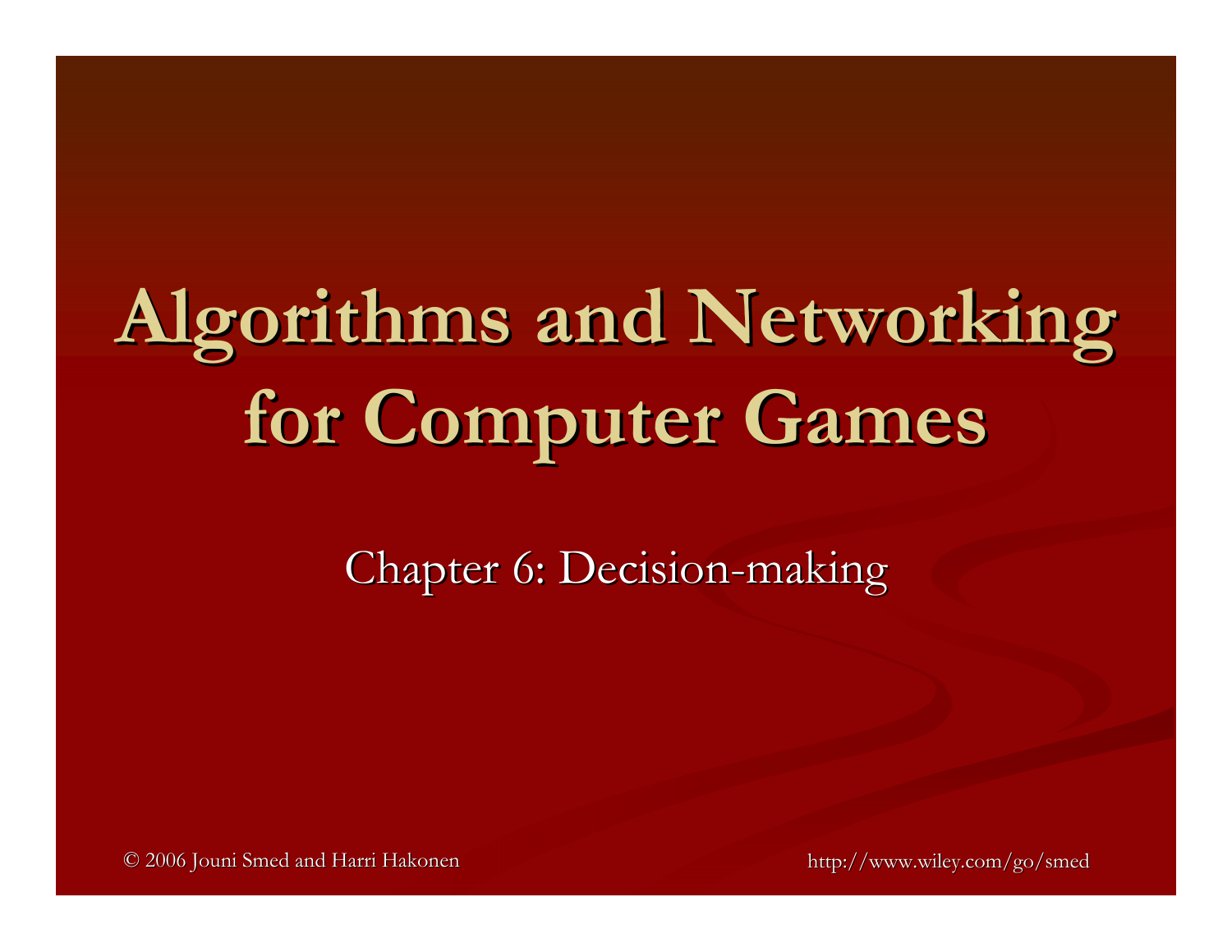# Algorithms and Networking for Computer Games

Chapter 6: Decision-making

© 2006 Jouni Smed and Harri Hakonen

http://www.wiley.com/go/smed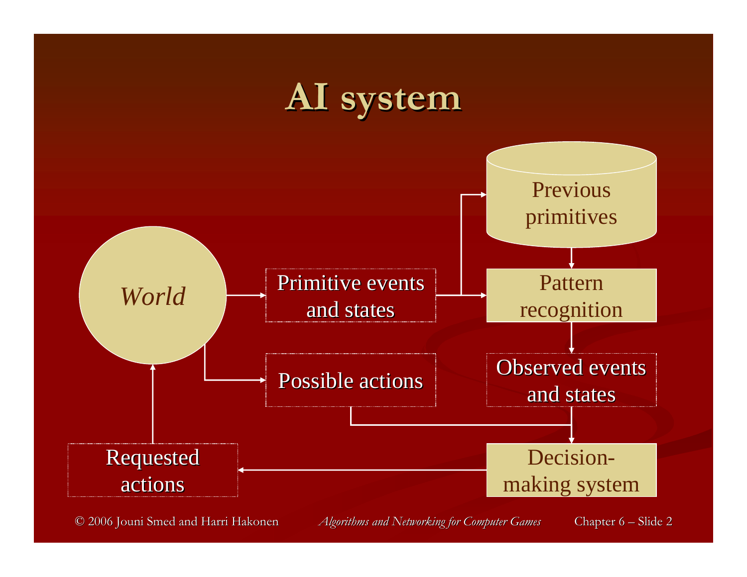# AI system

*World*

Primitive events and states

Previous primitives

Pattern recognition

Possible actions

Observed events and states

Requested actions

Decision-making system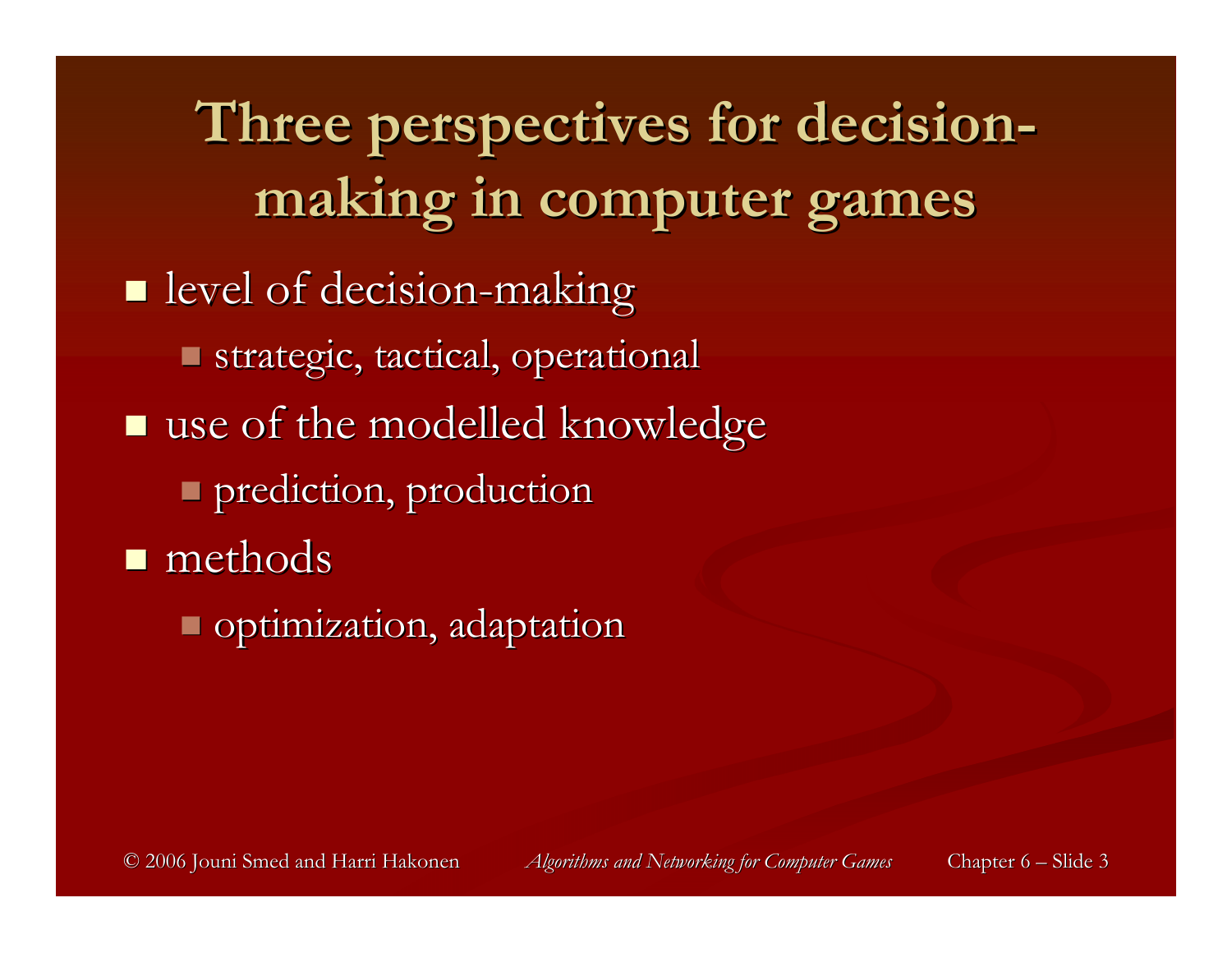# Three perspectives for decision-making in computer games

- level of decision-making
  - strategic, tactical, operational
- use of the modelled knowledge
  - prediction, production
- methods
  - optimization, adaptation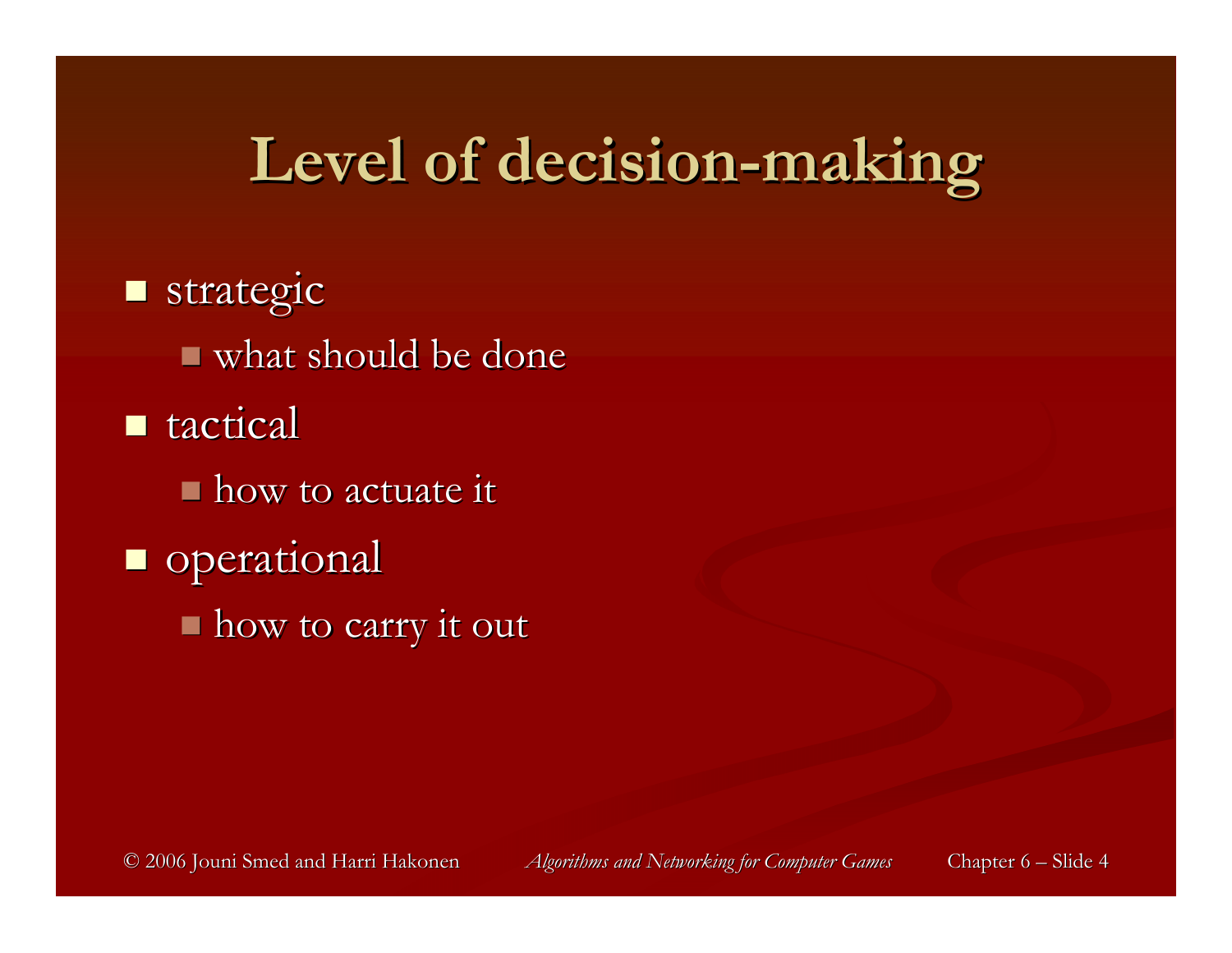# Level of decision-making

- strategic
  - what should be done
- tactical
  - how to actuate it
- operational
  - how to carry it out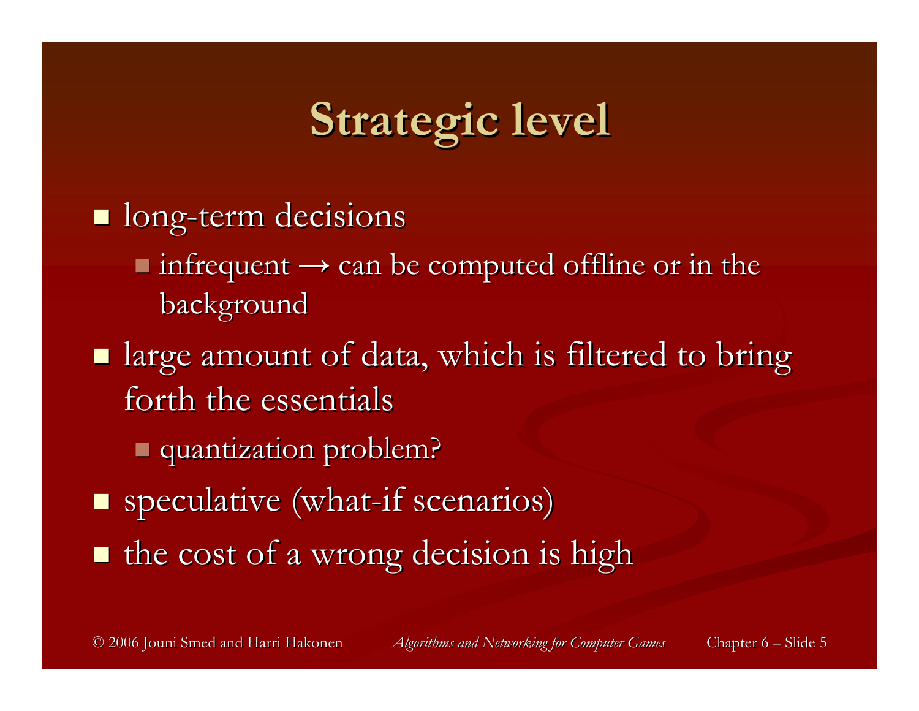# Strategic level

- long-term decisions
  - infrequent → can be computed offline or in the background
- large amount of data, which is filtered to bring forth the essentials
  - quantization problem?
- speculative (what-if scenarios)
- the cost of a wrong decision is high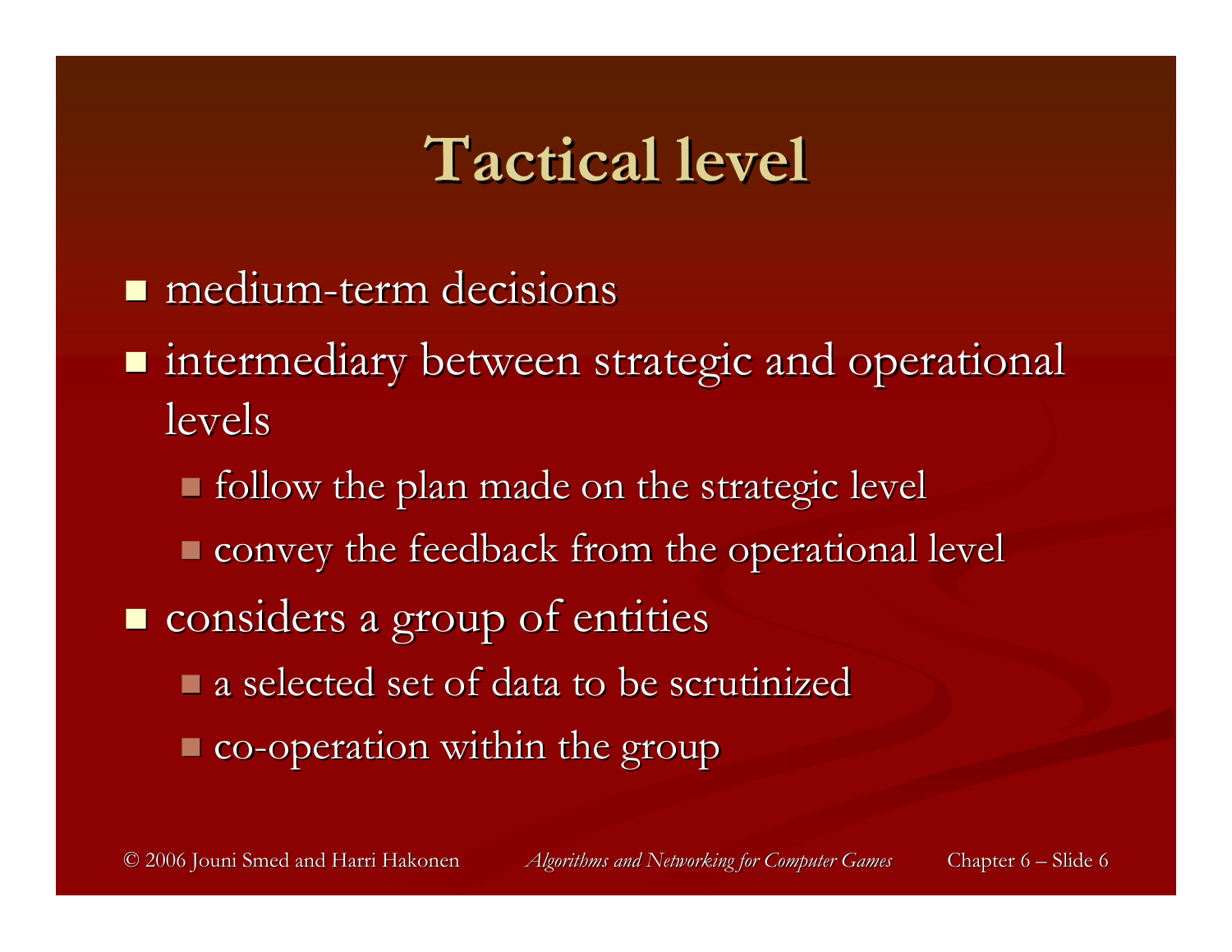# Tactical level

- medium-term decisions
- intermediary between strategic and operational levels
  - follow the plan made on the strategic level
  - convey the feedback from the operational level
- considers a group of entities
  - a selected set of data to be scrutinized
  - co-operation within the group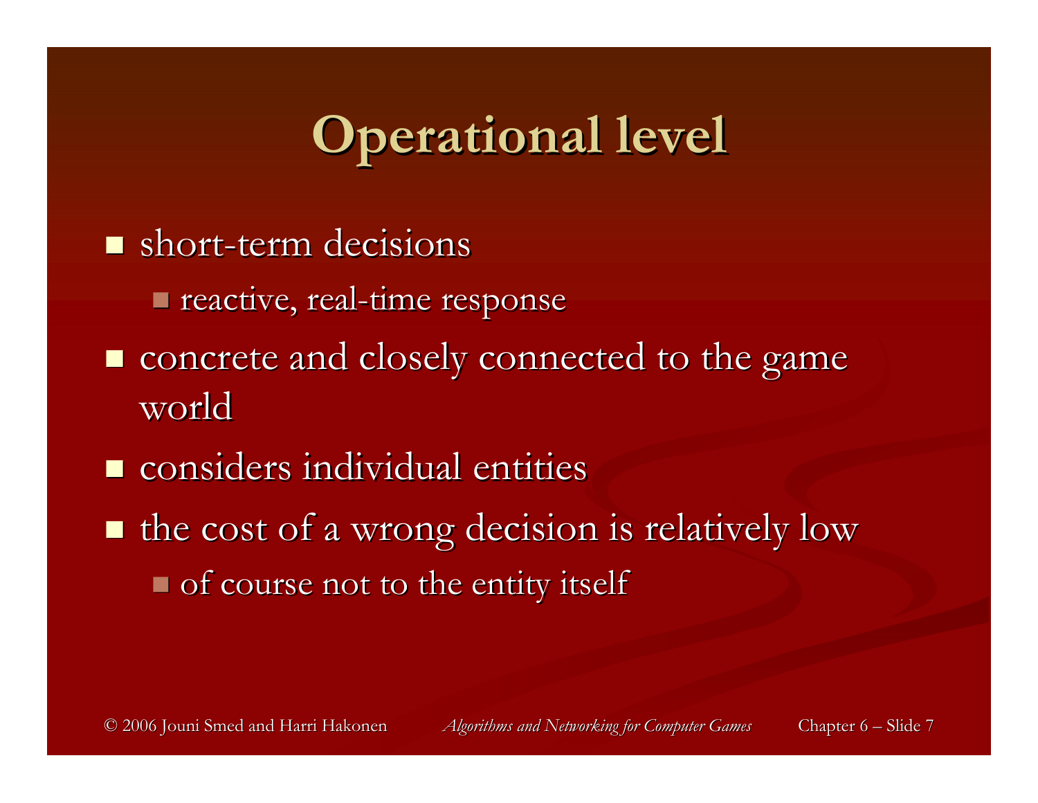# Operational level

- short-term decisions
  - reactive, real-time response
- concrete and closely connected to the game world
- considers individual entities
- the cost of a wrong decision is relatively low
  - of course not to the entity itself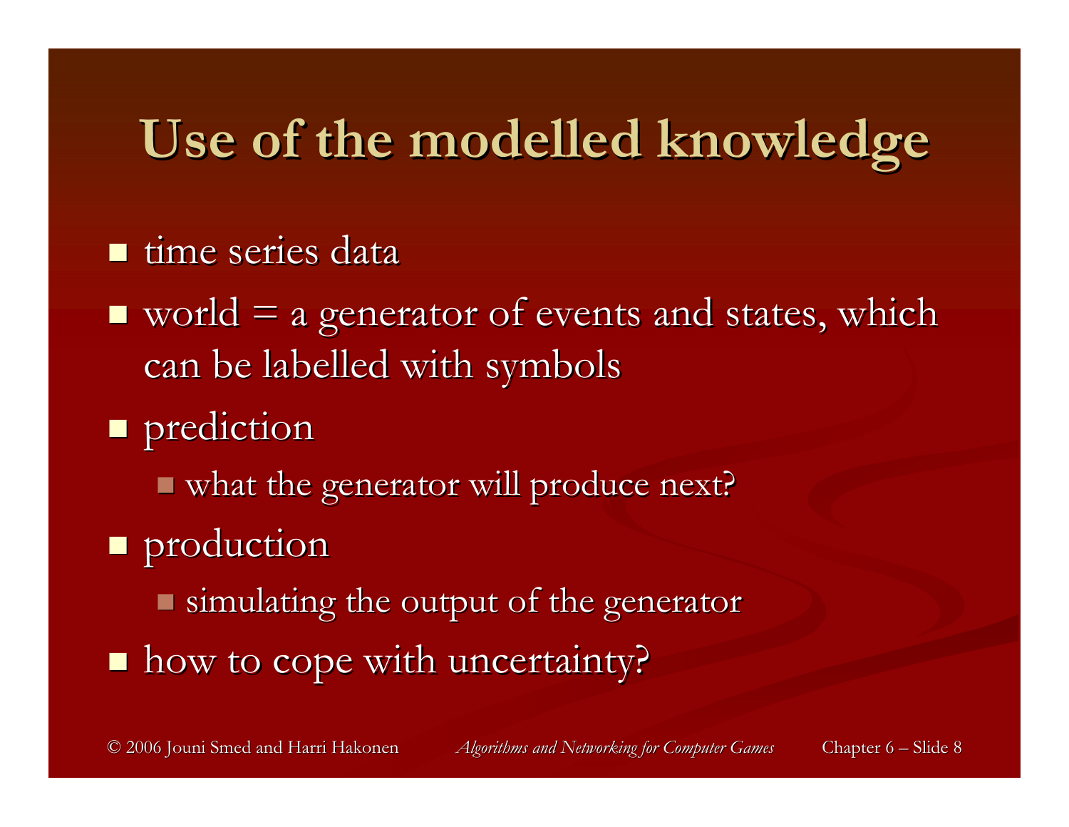# Use of the modelled knowledge

- time series data
- world = a generator of events and states, which can be labelled with symbols
- prediction
  - what the generator will produce next?
- production
  - simulating the output of the generator
- how to cope with uncertainty?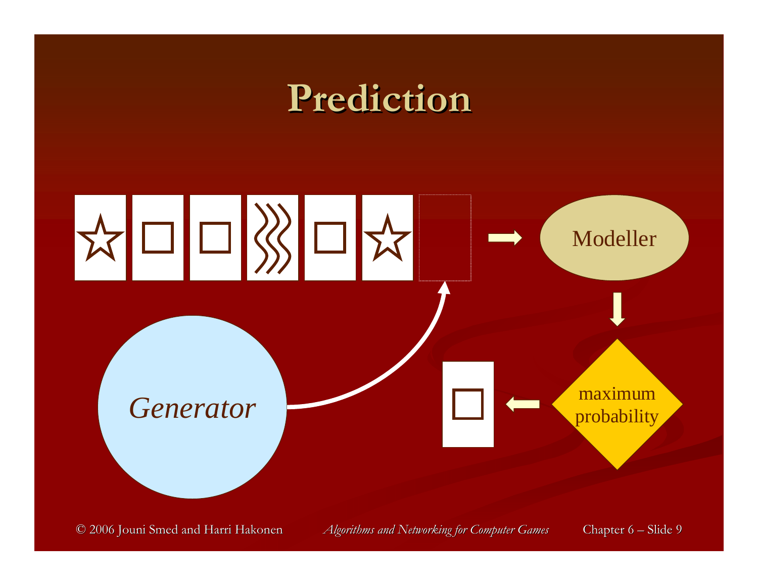# Prediction

Modeller

maximum probability

*Generator*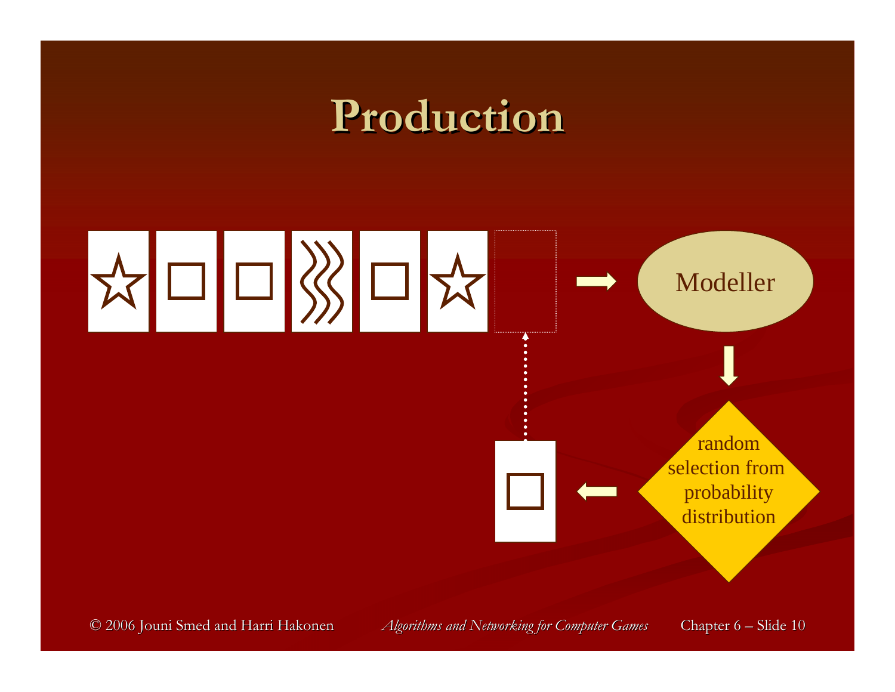# Production

Modeller

random selection from probability distribution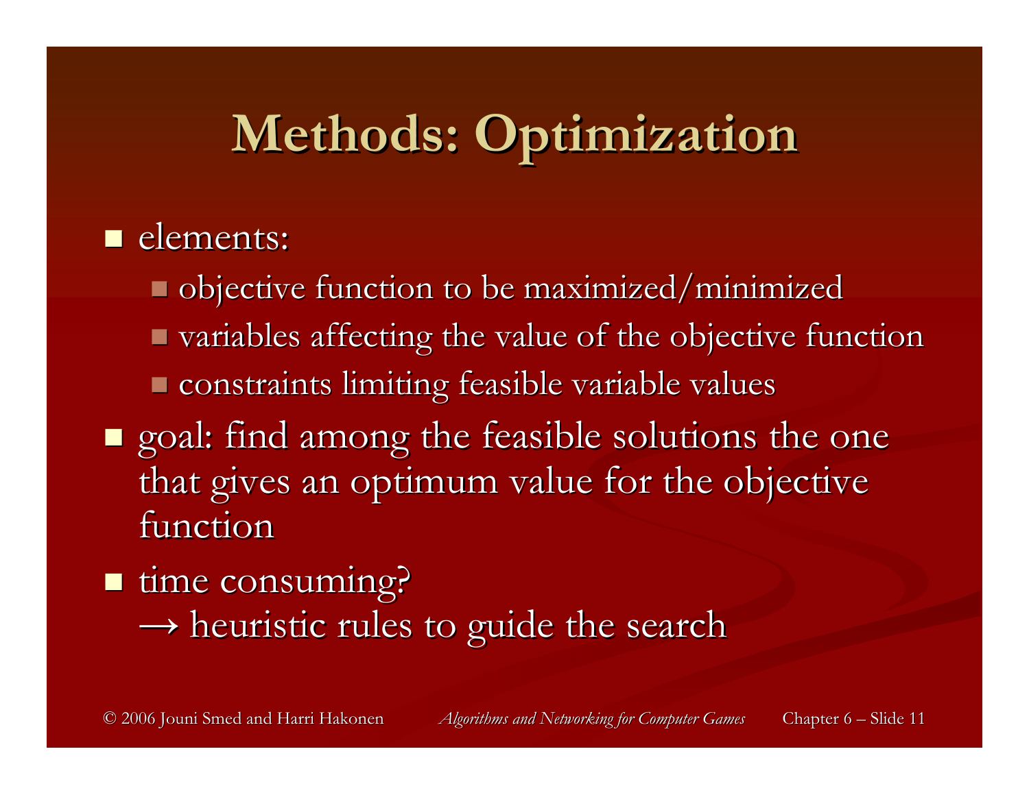# Methods: Optimization

- elements:
  - objective function to be maximized/minimized
  - variables affecting the value of the objective function
  - constraints limiting feasible variable values
- goal: find among the feasible solutions the one that gives an optimum value for the objective function
- time consuming?
  → heuristic rules to guide the search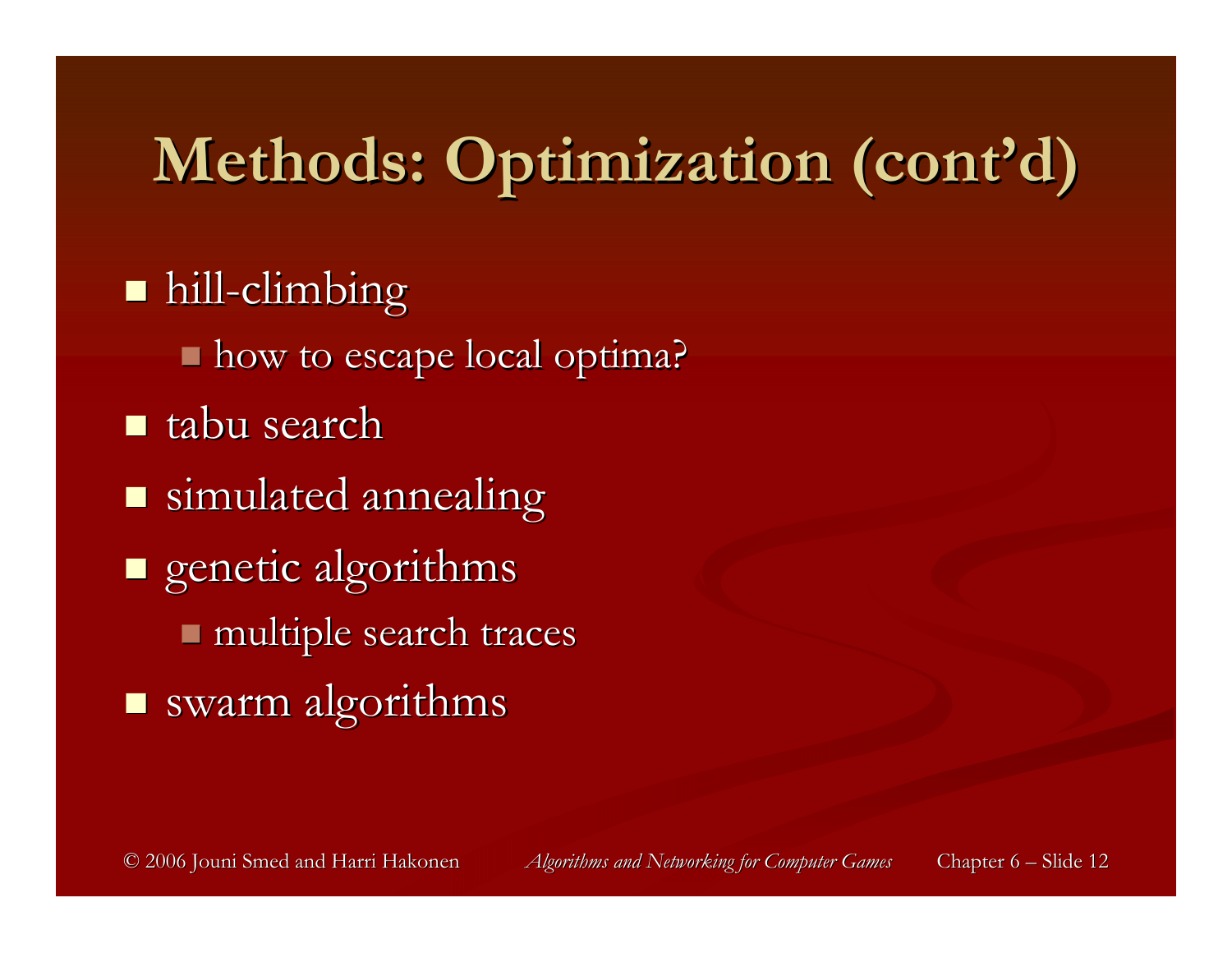# Methods: Optimization (cont'd)

- hill-climbing
  - how to escape local optima?
- tabu search
- simulated annealing
- genetic algorithms
  - multiple search traces
- swarm algorithms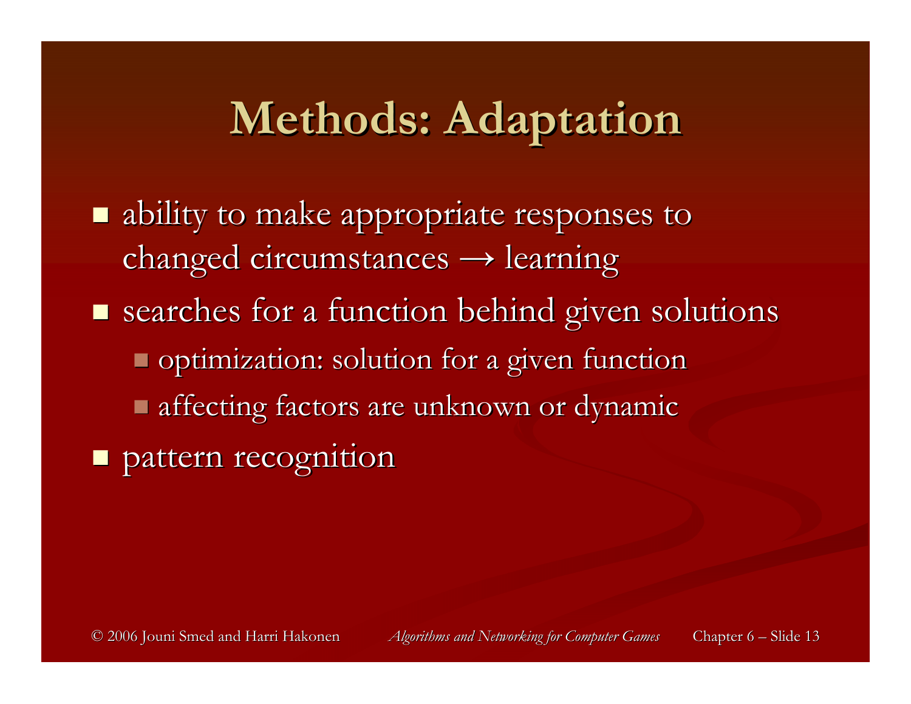# Methods: Adaptation

- ability to make appropriate responses to changed circumstances → learning
- searches for a function behind given solutions
  - optimization: solution for a given function
  - affecting factors are unknown or dynamic
- pattern recognition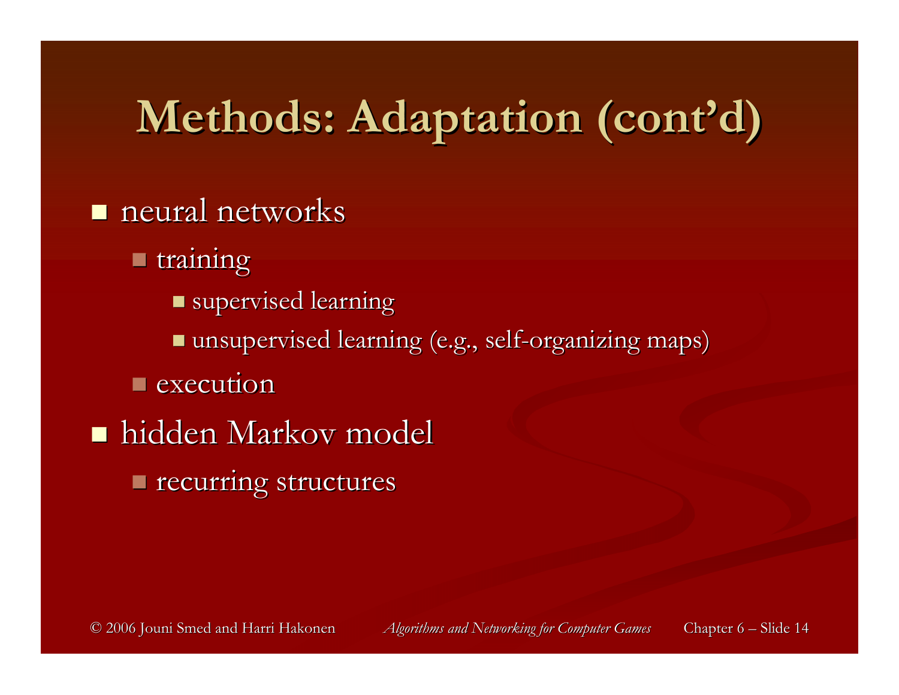# Methods: Adaptation (cont'd)

- neural networks
  - training
    - supervised learning
    - unsupervised learning (e.g., self-organizing maps)
  - execution
- hidden Markov model
  - recurring structures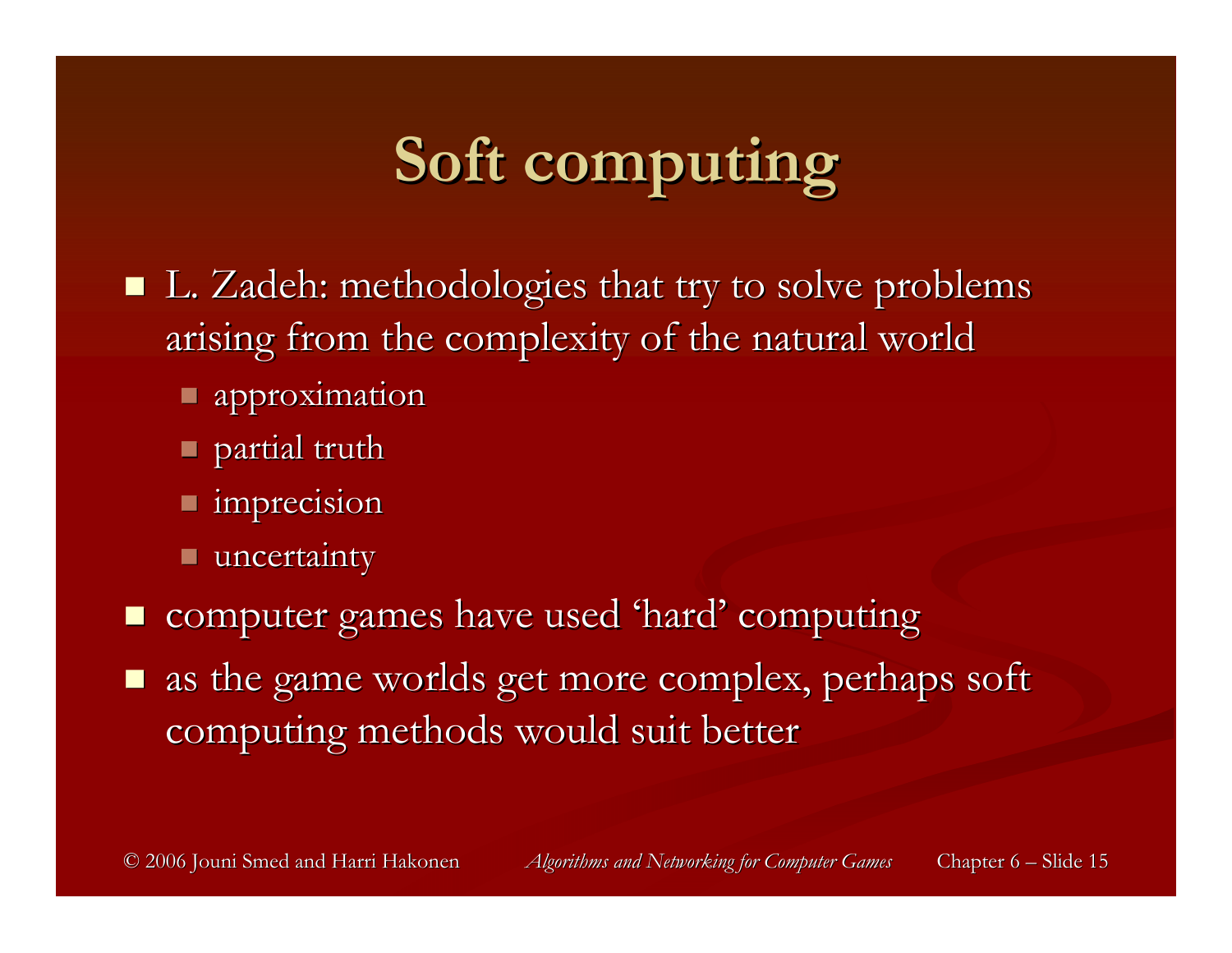# Soft computing

- L. Zadeh: methodologies that try to solve problems arising from the complexity of the natural world
  - approximation
  - partial truth
  - imprecision
  - uncertainty
- computer games have used 'hard' computing
- as the game worlds get more complex, perhaps soft computing methods would suit better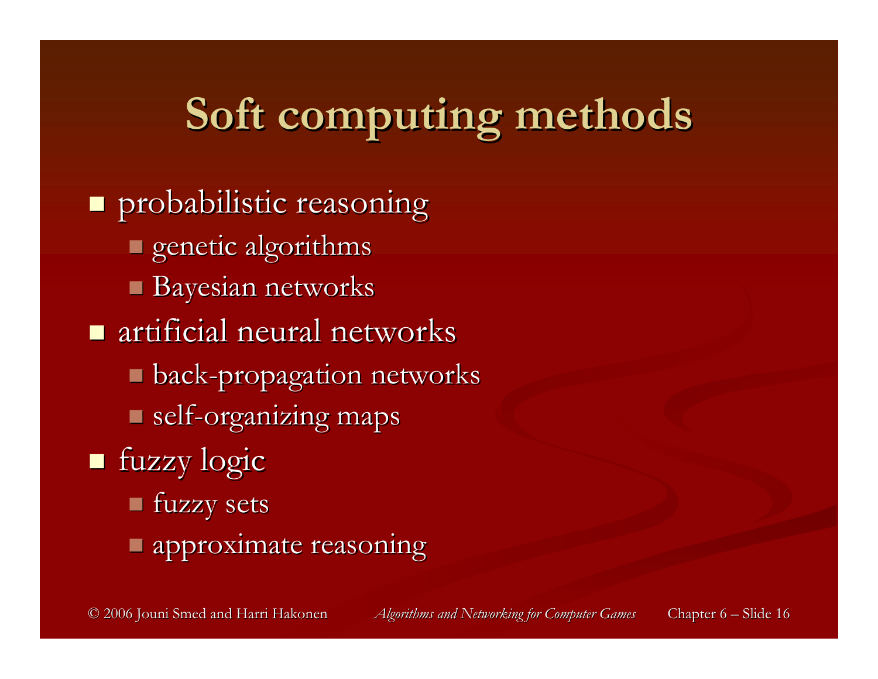# Soft computing methods

- probabilistic reasoning
  - genetic algorithms
  - Bayesian networks
- artificial neural networks
  - back-propagation networks
  - self-organizing maps
- fuzzy logic
  - fuzzy sets
  - approximate reasoning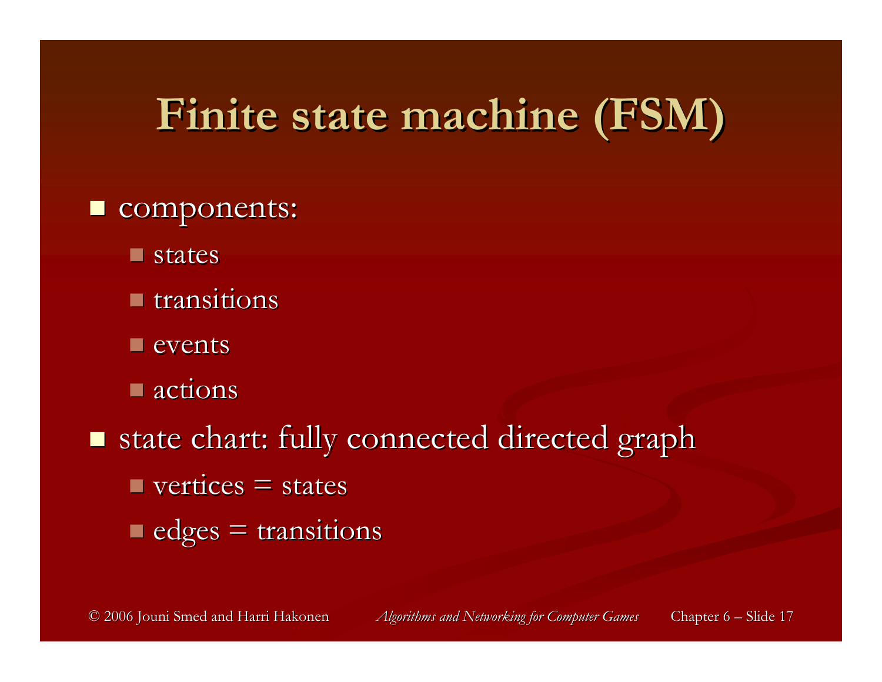# Finite state machine (FSM)

- components:
  - states
  - transitions
  - events
  - actions
- state chart: fully connected directed graph
  - vertices = states
  - edges = transitions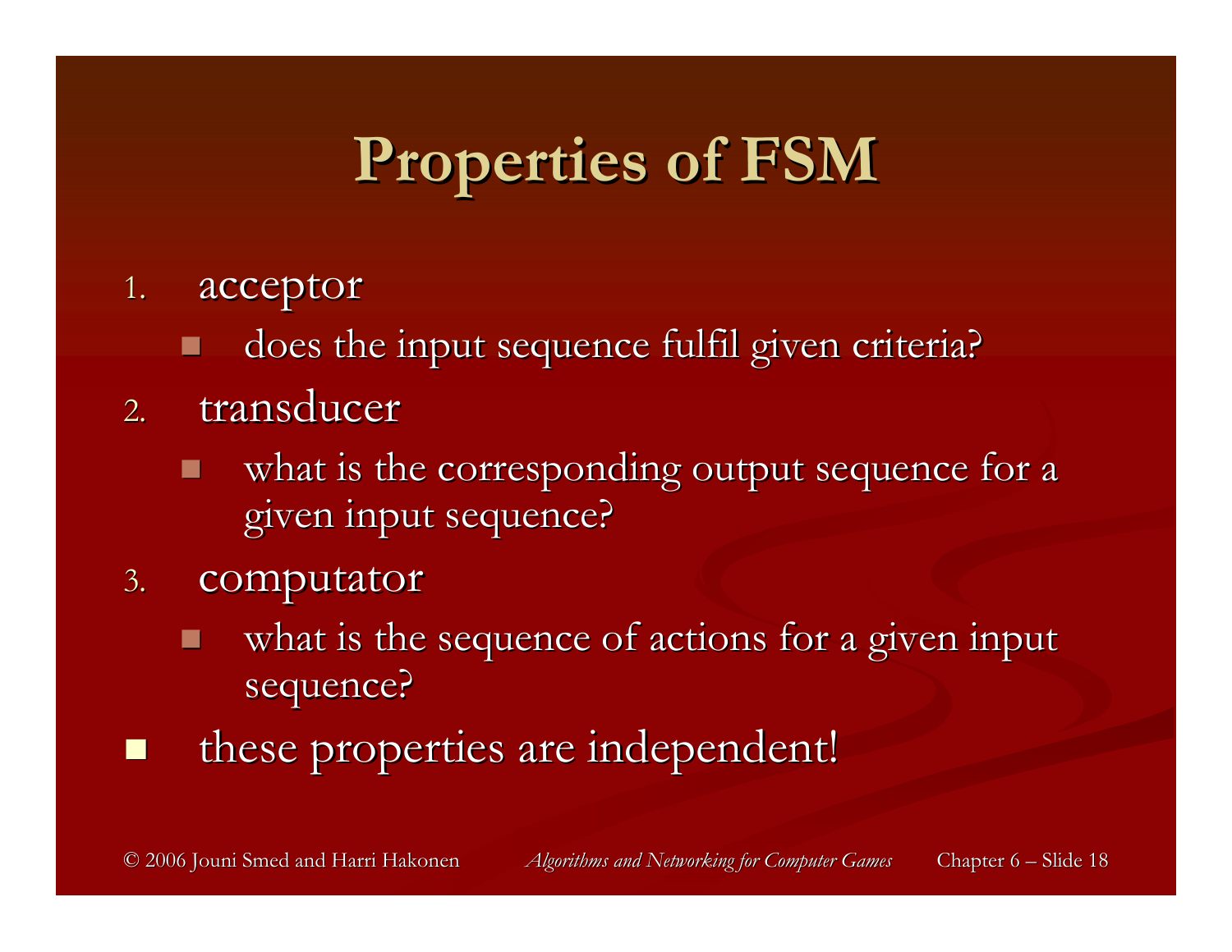# Properties of FSM

1. acceptor
   - does the input sequence fulfil given criteria?
2. transducer
   - what is the corresponding output sequence for a given input sequence?
3. computator
   - what is the sequence of actions for a given input sequence?

- these properties are independent!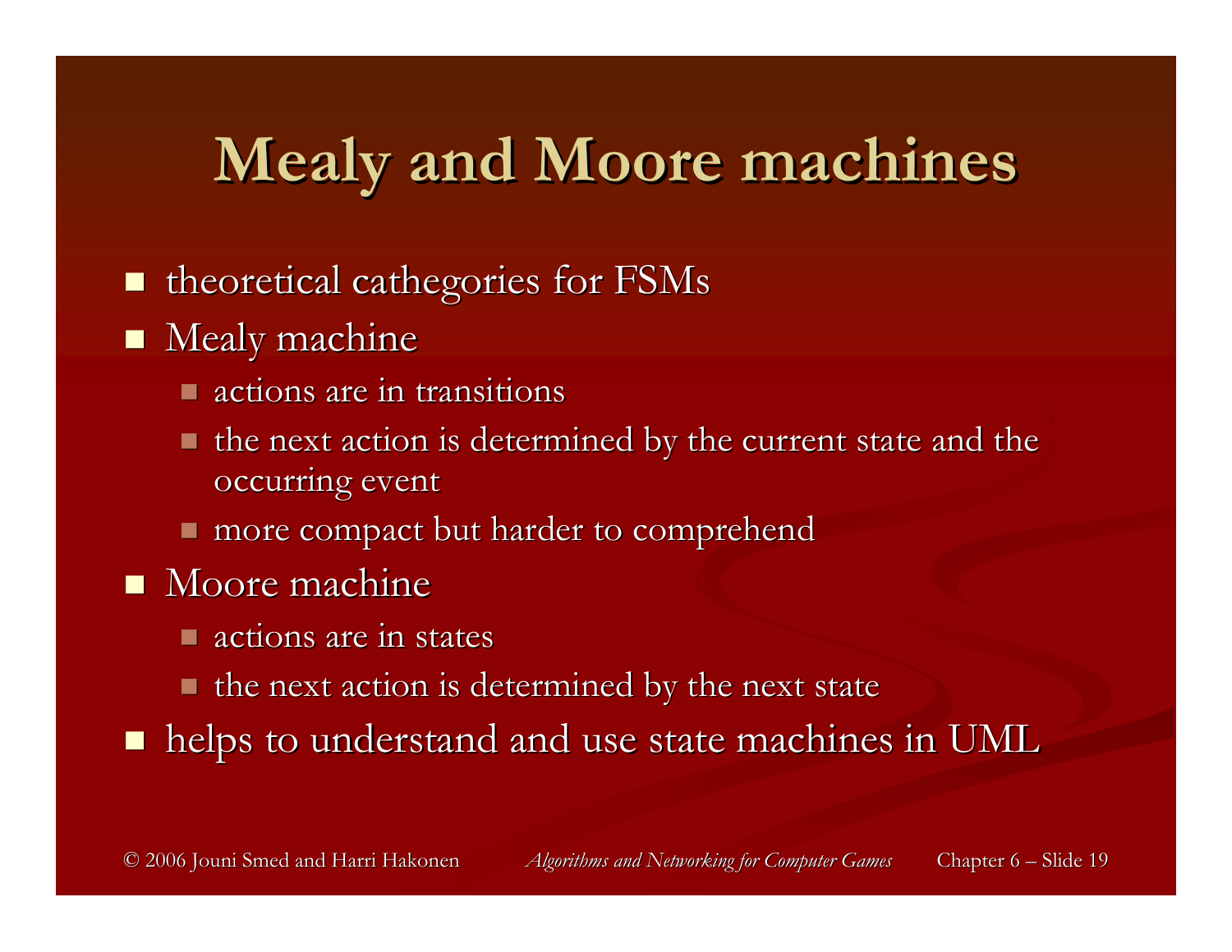# Mealy and Moore machines

- theoretical cathegories for FSMs
- Mealy machine
  - actions are in transitions
  - the next action is determined by the current state and the occurring event
  - more compact but harder to comprehend
- Moore machine
  - actions are in states
  - the next action is determined by the next state
- helps to understand and use state machines in UML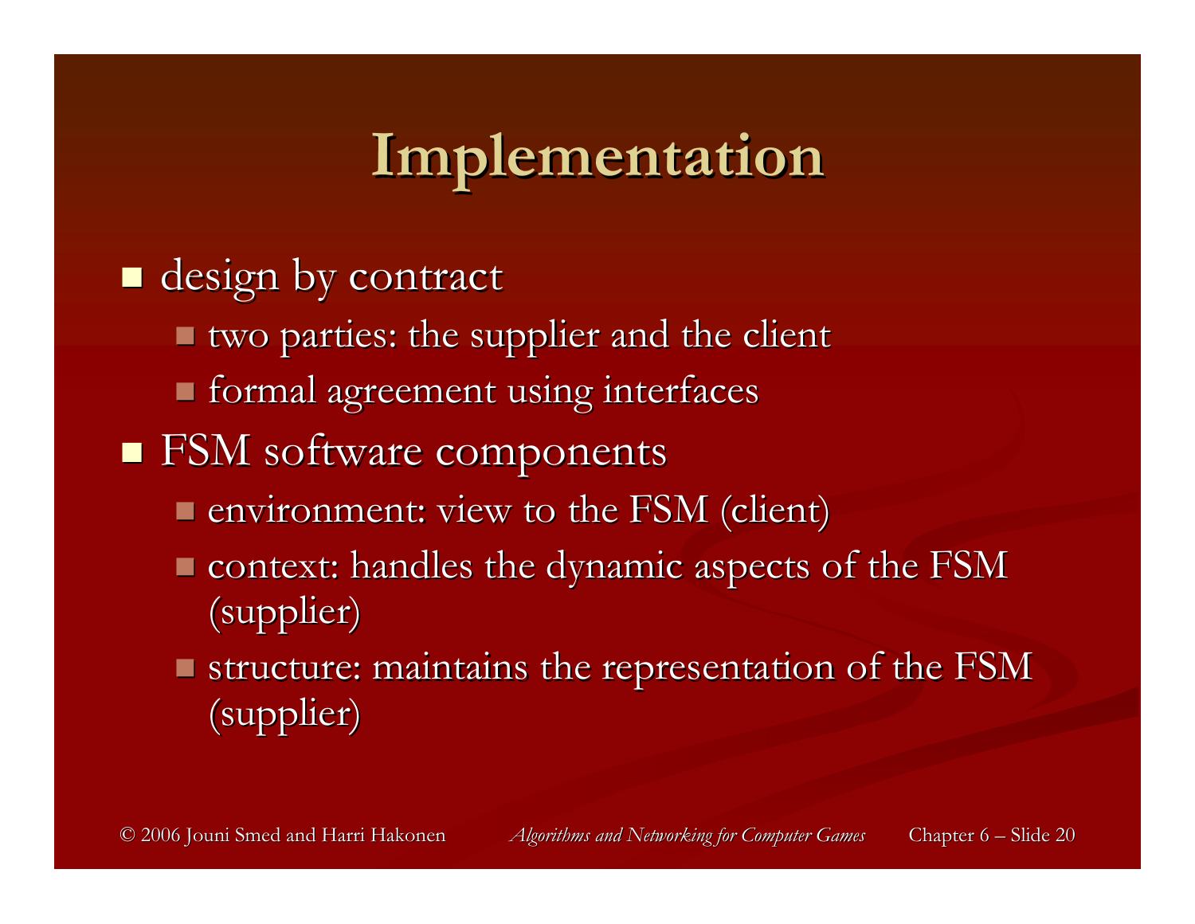# Implementation

- design by contract
  - two parties: the supplier and the client
  - formal agreement using interfaces
- FSM software components
  - environment: view to the FSM (client)
  - context: handles the dynamic aspects of the FSM (supplier)
  - structure: maintains the representation of the FSM (supplier)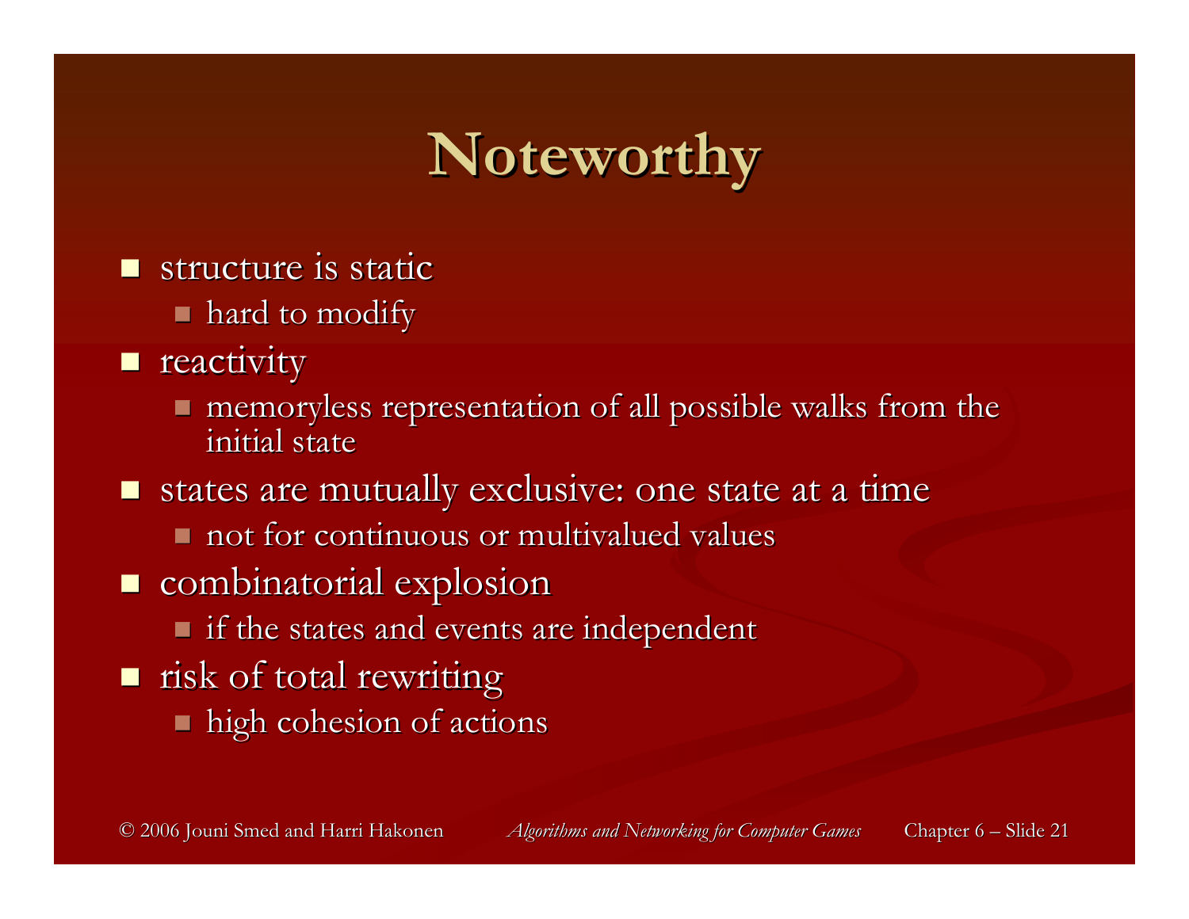# Noteworthy

- structure is static
  - hard to modify
- reactivity
  - memoryless representation of all possible walks from the initial state
- states are mutually exclusive: one state at a time
  - not for continuous or multivalued values
- combinatorial explosion
  - if the states and events are independent
- risk of total rewriting
  - high cohesion of actions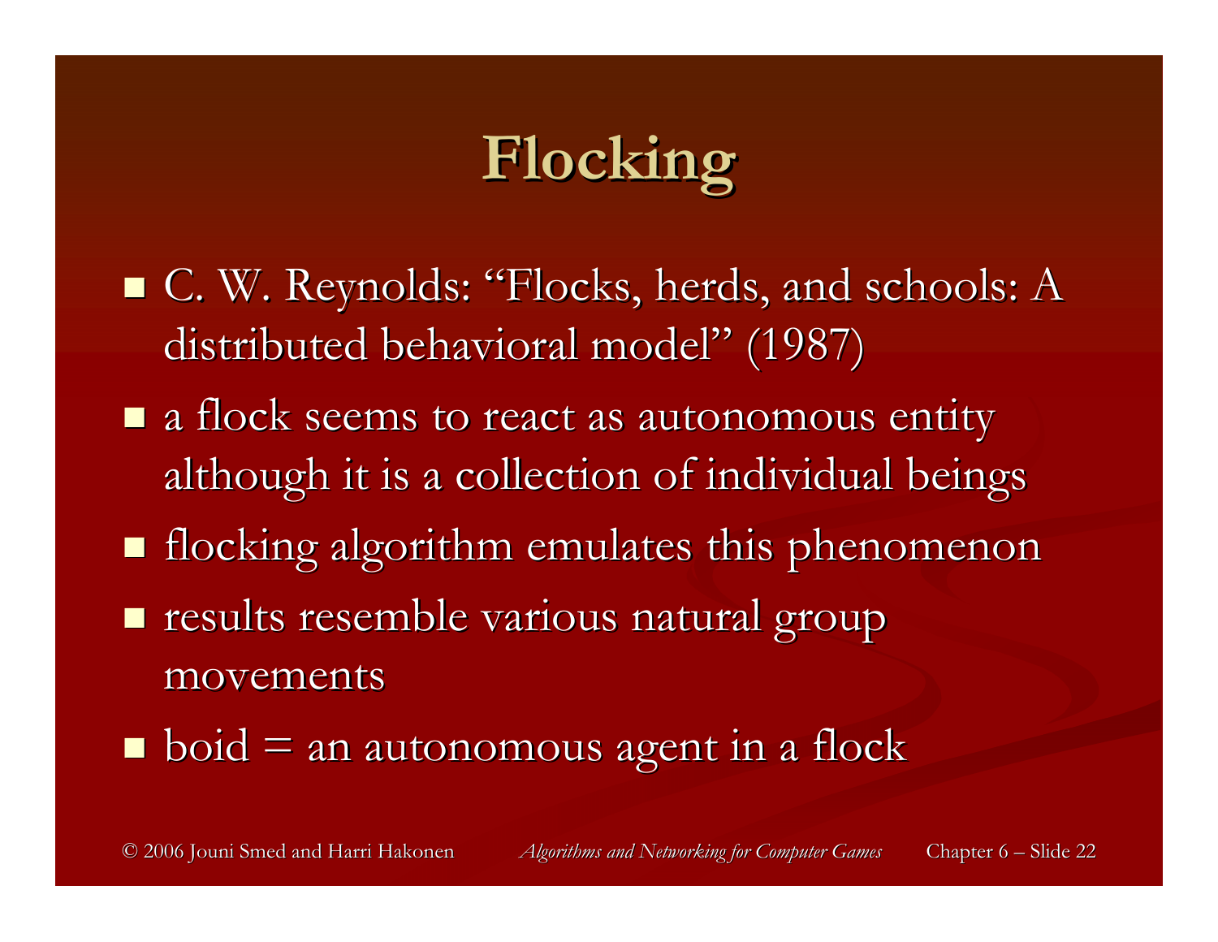# Flocking

- C. W. Reynolds: "Flocks, herds, and schools: A distributed behavioral model" (1987)
- a flock seems to react as autonomous entity although it is a collection of individual beings
- flocking algorithm emulates this phenomenon
- results resemble various natural group movements
- boid = an autonomous agent in a flock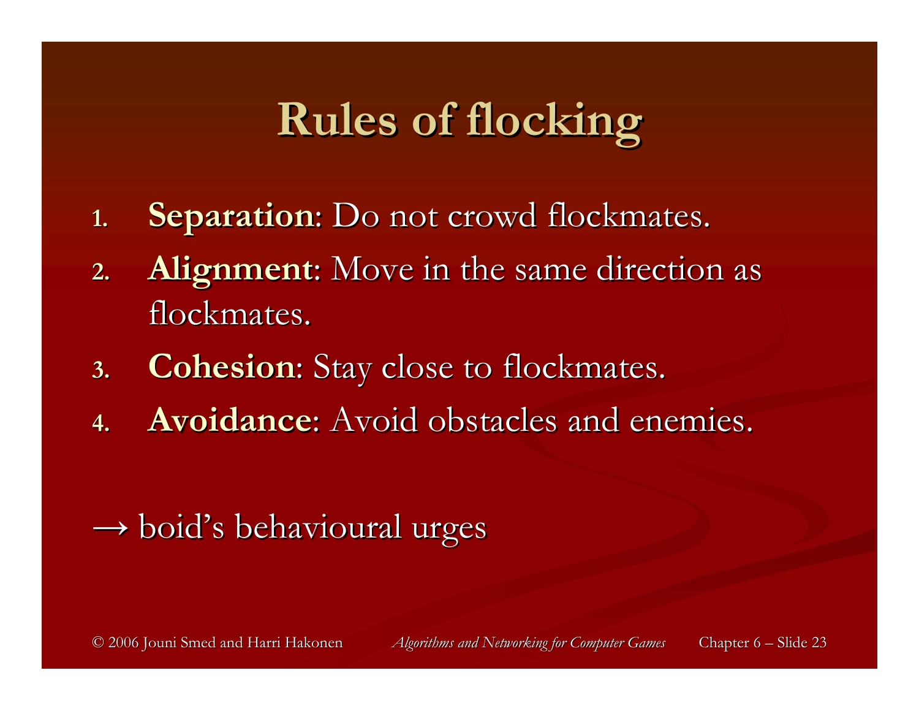# Rules of flocking

1. **Separation**: Do not crowd flockmates.
2. **Alignment**: Move in the same direction as flockmates.
3. **Cohesion**: Stay close to flockmates.
4. **Avoidance**: Avoid obstacles and enemies.

→ boid's behavioural urges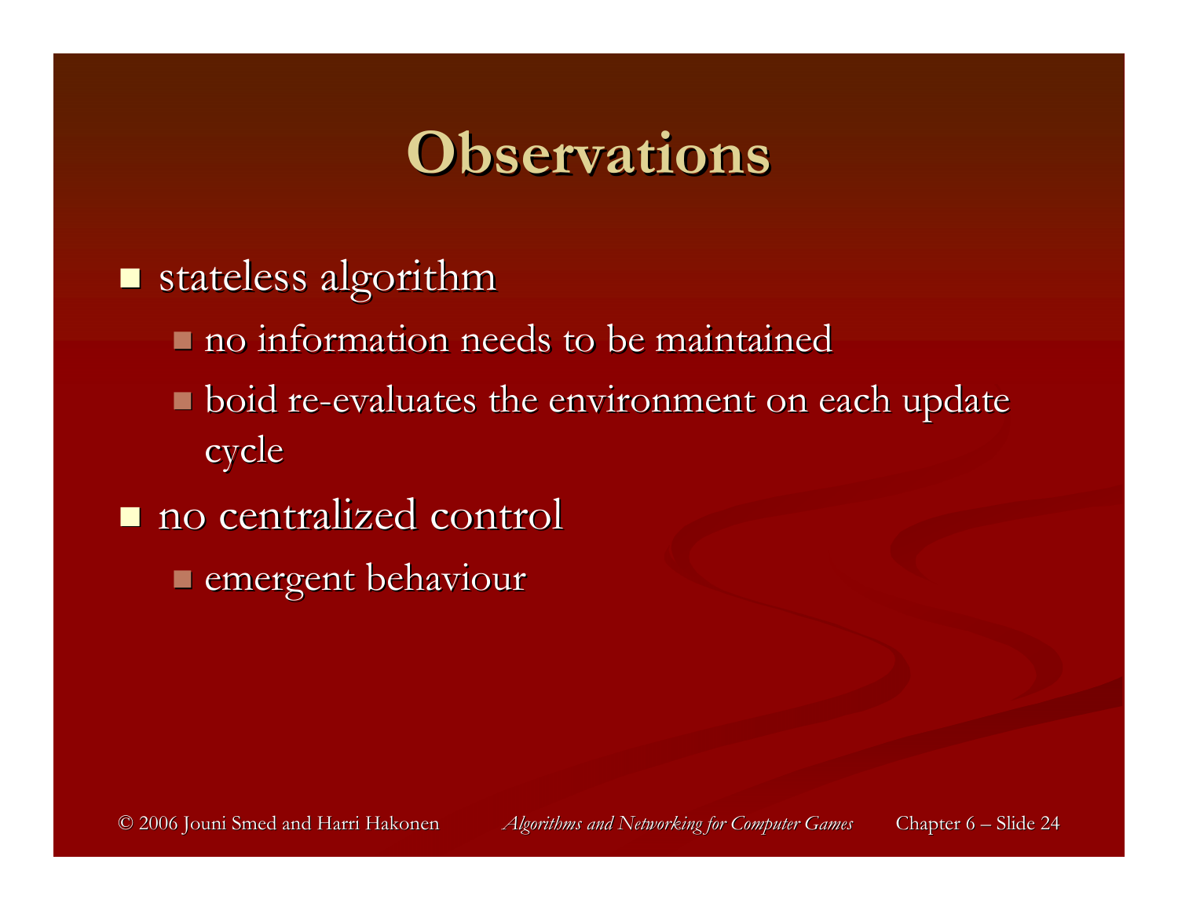# Observations

- stateless algorithm
  - no information needs to be maintained
  - boid re-evaluates the environment on each update cycle
- no centralized control
  - emergent behaviour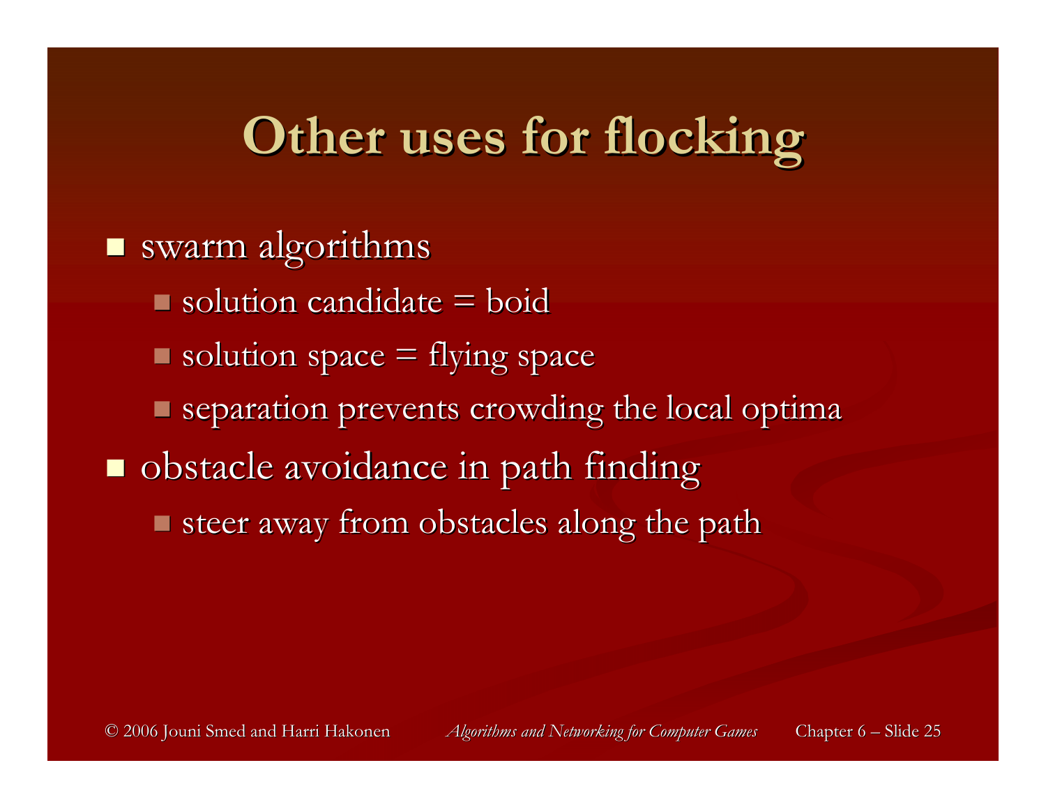# Other uses for flocking

- swarm algorithms
  - solution candidate = boid
  - solution space = flying space
  - separation prevents crowding the local optima
- obstacle avoidance in path finding
  - steer away from obstacles along the path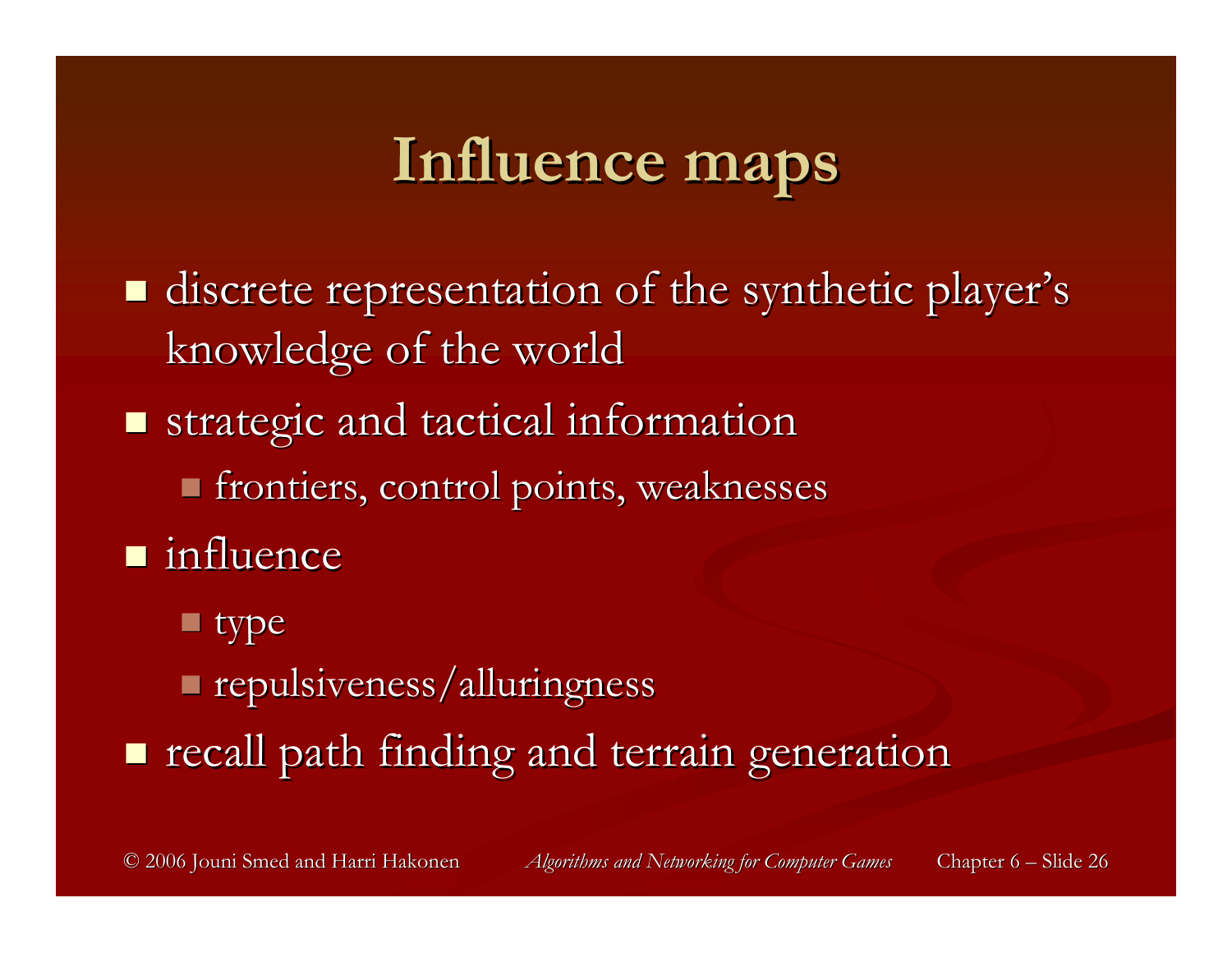# Influence maps

- discrete representation of the synthetic player's knowledge of the world
- strategic and tactical information
  - frontiers, control points, weaknesses
- influence
  - type
  - repulsiveness/alluringness
- recall path finding and terrain generation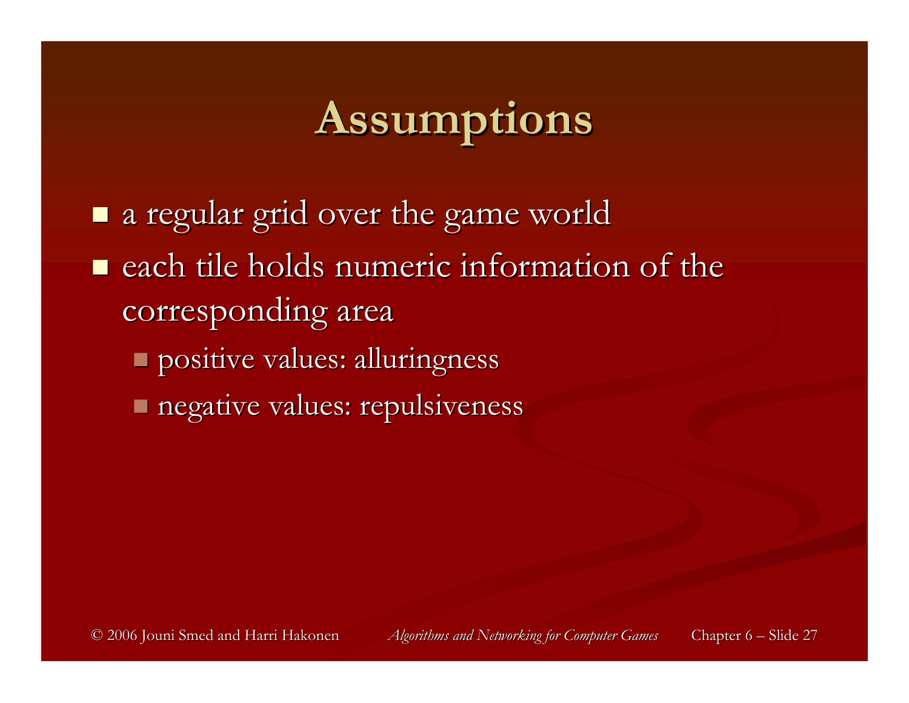# Assumptions

- a regular grid over the game world
- each tile holds numeric information of the corresponding area
  - positive values: alluringness
  - negative values: repulsiveness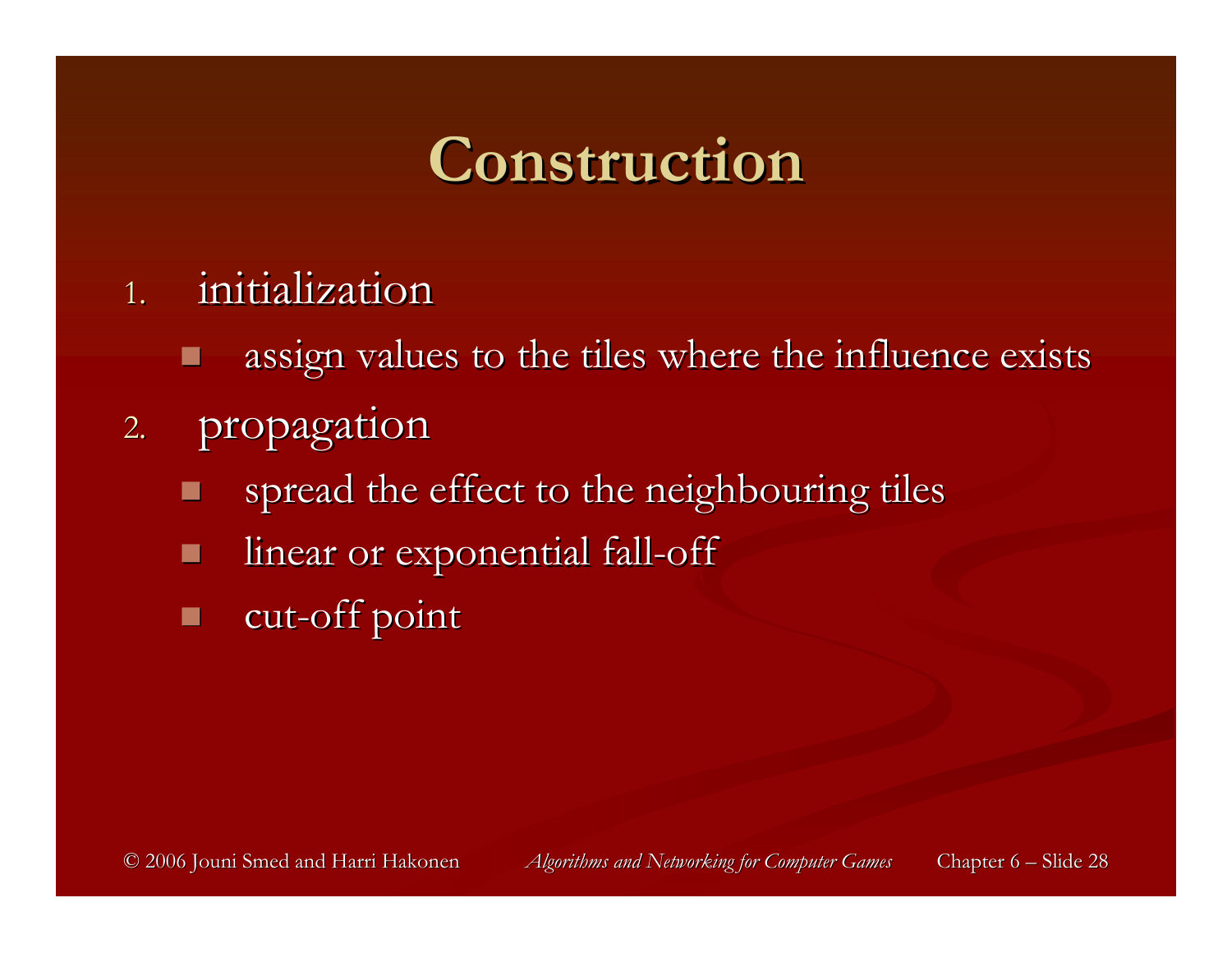# Construction

1. initialization
   - assign values to the tiles where the influence exists
2. propagation
   - spread the effect to the neighbouring tiles
   - linear or exponential fall-off
   - cut-off point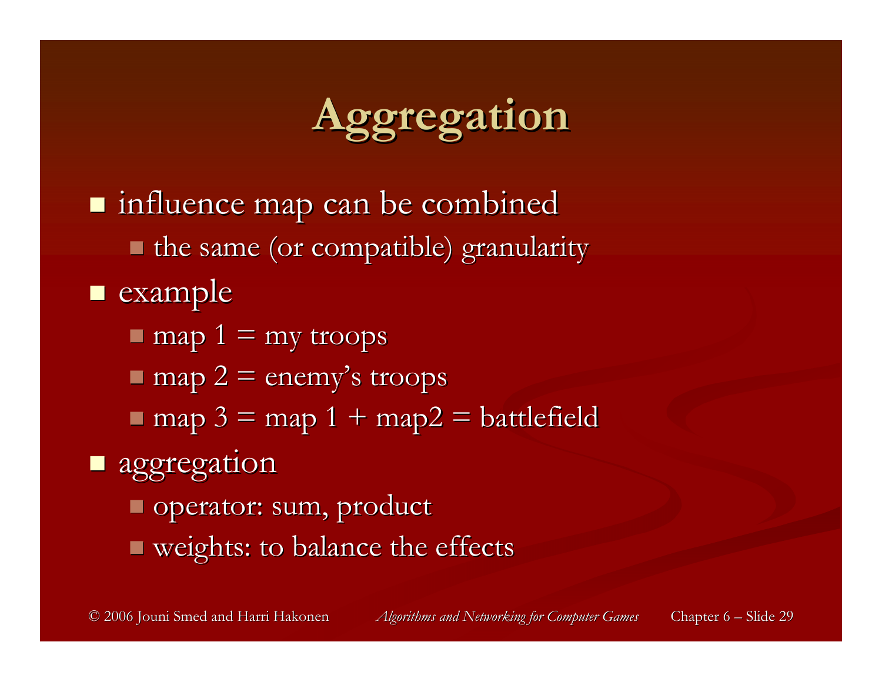# Aggregation

- influence map can be combined
  - the same (or compatible) granularity
- example
  - map 1 = my troops
  - map 2 = enemy's troops
  - map 3 = map 1 + map2 = battlefield
- aggregation
  - operator: sum, product
  - weights: to balance the effects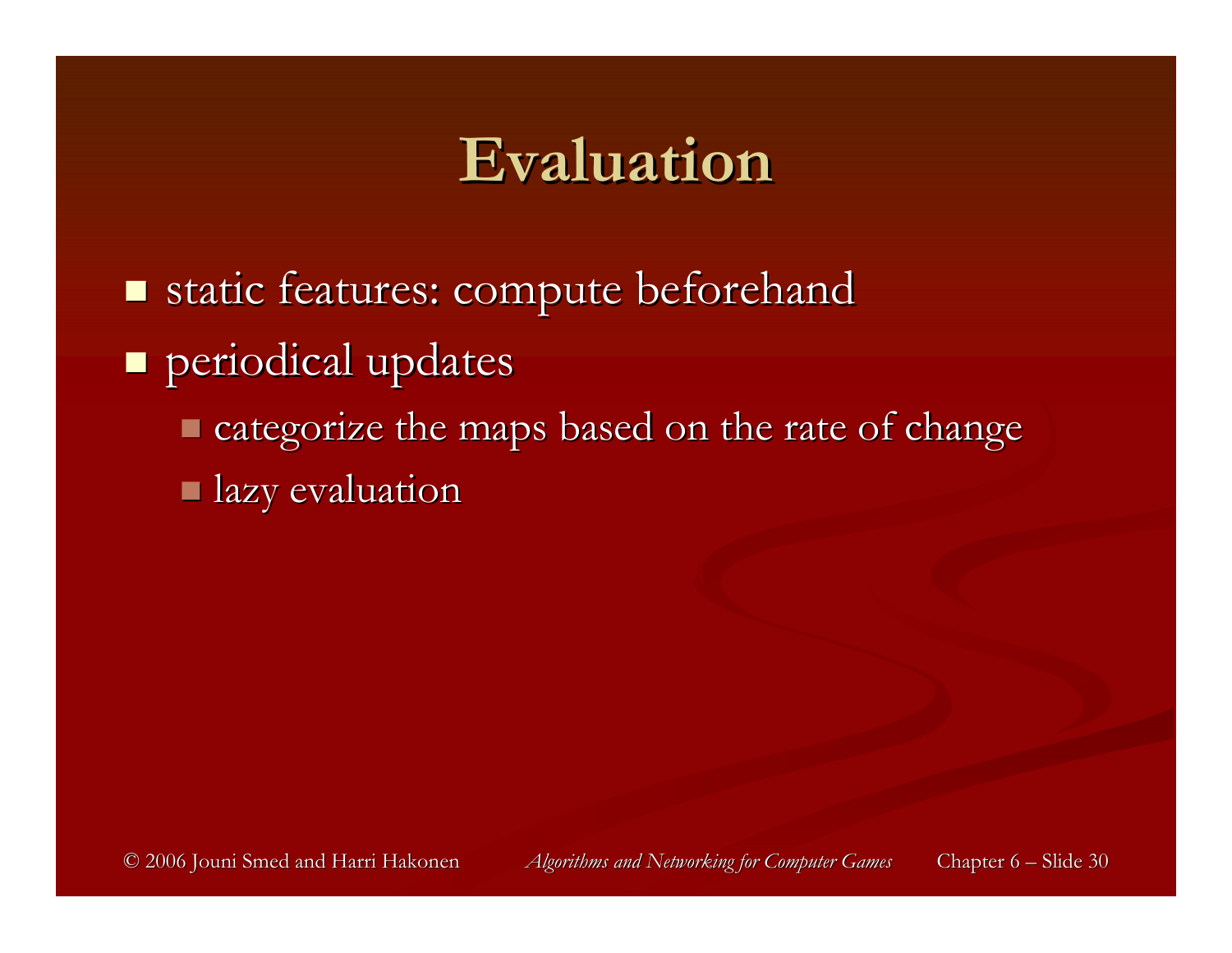# Evaluation

- static features: compute beforehand
- periodical updates
  - categorize the maps based on the rate of change
  - lazy evaluation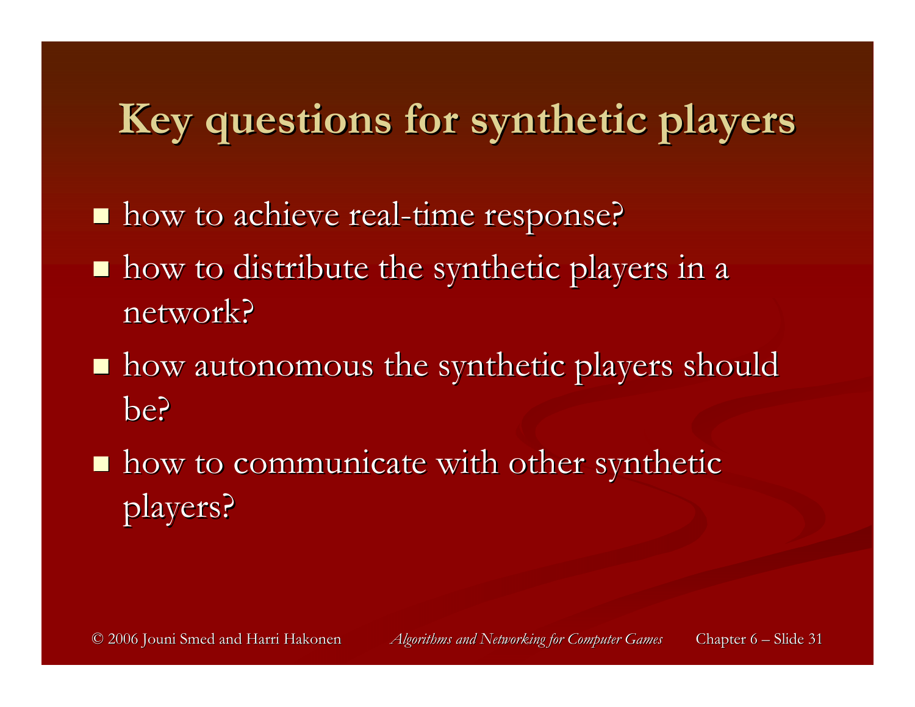# Key questions for synthetic players

- how to achieve real-time response?
- how to distribute the synthetic players in a network?
- how autonomous the synthetic players should be?
- how to communicate with other synthetic players?